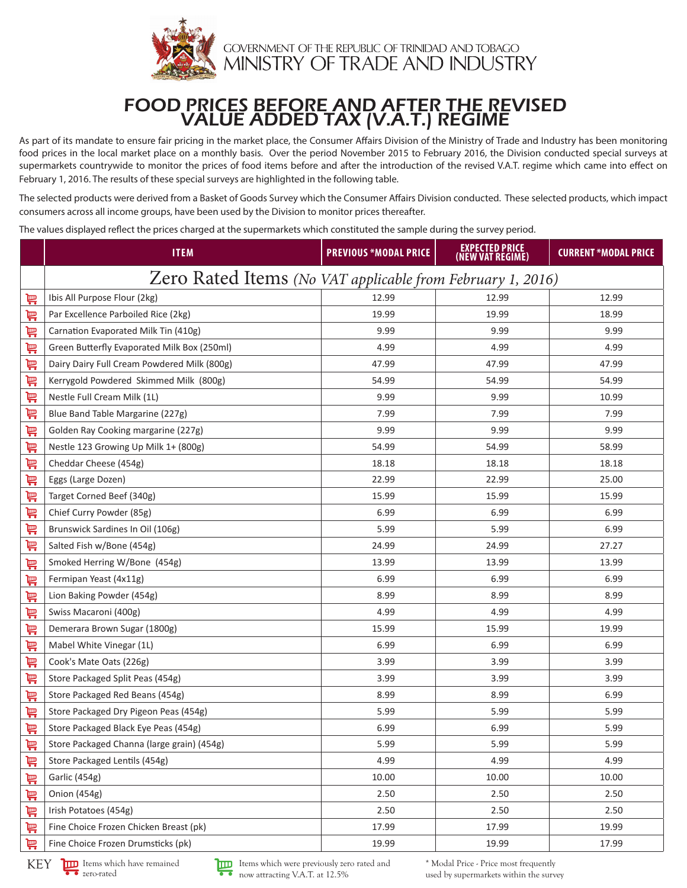GOVERNMENT OF THE REPUBLIC OF TRINIDAD AND TOBAGO
MINISTRY OF TRADE AND INDUSTRY

# FOOD PRICES BEFORE AND AFTER THE REVISED VALUE ADDED TAX (V.A.T.) REGIME

As part of its mandate to ensure fair pricing in the market place, the Consumer Affairs Division of the Ministry of Trade and Industry has been monitoring food prices in the local market place on a monthly basis. Over the period November 2015 to February 2016, the Division conducted special surveys at supermarkets countrywide to monitor the prices of food items before and after the introduction of the revised V.A.T. regime which came into effect on February 1, 2016. The results of these special surveys are highlighted in the following table.

The selected products were derived from a Basket of Goods Survey which the Consumer Affairs Division conducted. These selected products, which impact consumers across all income groups, have been used by the Division to monitor prices thereafter.

The values displayed reflect the prices charged at the supermarkets which constituted the sample during the survey period.

| | ITEM | PREVIOUS *MODAL PRICE | EXPECTED PRICE (NEW VAT REGIME) | CURRENT *MODAL PRICE |
|---|---|---|---|---|
| | **Zero Rated Items** *(No VAT applicable from February 1, 2016)* | | | |
| | Ibis All Purpose Flour (2kg) | 12.99 | 12.99 | 12.99 |
| | Par Excellence Parboiled Rice (2kg) | 19.99 | 19.99 | 18.99 |
| | Carnation Evaporated Milk Tin (410g) | 9.99 | 9.99 | 9.99 |
| | Green Butterfly Evaporated Milk Box (250ml) | 4.99 | 4.99 | 4.99 |
| | Dairy Dairy Full Cream Powdered Milk (800g) | 47.99 | 47.99 | 47.99 |
| | Kerrygold Powdered Skimmed Milk (800g) | 54.99 | 54.99 | 54.99 |
| | Nestle Full Cream Milk (1L) | 9.99 | 9.99 | 10.99 |
| | Blue Band Table Margarine (227g) | 7.99 | 7.99 | 7.99 |
| | Golden Ray Cooking margarine (227g) | 9.99 | 9.99 | 9.99 |
| | Nestle 123 Growing Up Milk 1+ (800g) | 54.99 | 54.99 | 58.99 |
| | Cheddar Cheese (454g) | 18.18 | 18.18 | 18.18 |
| | Eggs (Large Dozen) | 22.99 | 22.99 | 25.00 |
| | Target Corned Beef (340g) | 15.99 | 15.99 | 15.99 |
| | Chief Curry Powder (85g) | 6.99 | 6.99 | 6.99 |
| | Brunswick Sardines In Oil (106g) | 5.99 | 5.99 | 6.99 |
| | Salted Fish w/Bone (454g) | 24.99 | 24.99 | 27.27 |
| | Smoked Herring W/Bone (454g) | 13.99 | 13.99 | 13.99 |
| | Fermipan Yeast (4x11g) | 6.99 | 6.99 | 6.99 |
| | Lion Baking Powder (454g) | 8.99 | 8.99 | 8.99 |
| | Swiss Macaroni (400g) | 4.99 | 4.99 | 4.99 |
| | Demerara Brown Sugar (1800g) | 15.99 | 15.99 | 19.99 |
| | Mabel White Vinegar (1L) | 6.99 | 6.99 | 6.99 |
| | Cook's Mate Oats (226g) | 3.99 | 3.99 | 3.99 |
| | Store Packaged Split Peas (454g) | 3.99 | 3.99 | 3.99 |
| | Store Packaged Red Beans (454g) | 8.99 | 8.99 | 6.99 |
| | Store Packaged Dry Pigeon Peas (454g) | 5.99 | 5.99 | 5.99 |
| | Store Packaged Black Eye Peas (454g) | 6.99 | 6.99 | 5.99 |
| | Store Packaged Channa (large grain) (454g) | 5.99 | 5.99 | 5.99 |
| | Store Packaged Lentils (454g) | 4.99 | 4.99 | 4.99 |
| | Garlic (454g) | 10.00 | 10.00 | 10.00 |
| | Onion (454g) | 2.50 | 2.50 | 2.50 |
| | Irish Potatoes (454g) | 2.50 | 2.50 | 2.50 |
| | Fine Choice Frozen Chicken Breast (pk) | 17.99 | 17.99 | 19.99 |
| | Fine Choice Frozen Drumsticks (pk) | 19.99 | 19.99 | 17.99 |

KEY: Items which have remained zero-rated | Items which were previously zero rated and now attracting V.A.T. at 12.5% | * Modal Price - Price most frequently used by supermarkets within the survey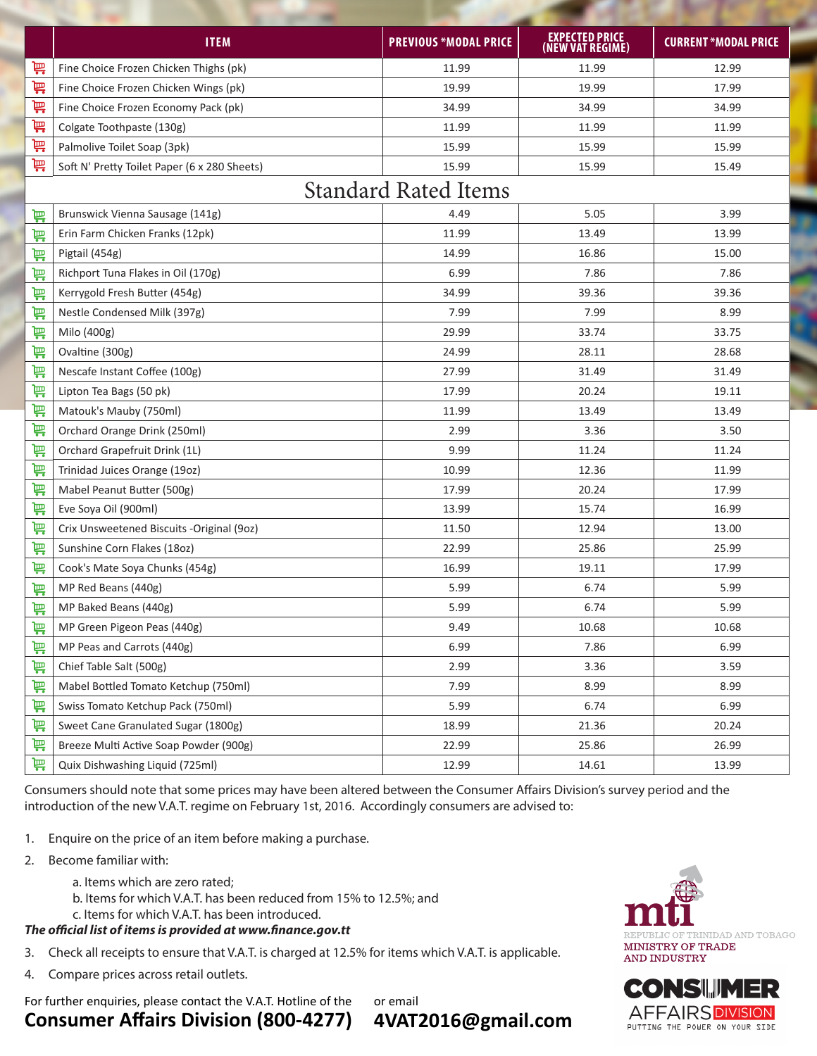| ITEM | PREVIOUS *MODAL PRICE | EXPECTED PRICE (NEW VAT REGIME) | CURRENT *MODAL PRICE |
|---|---|---|---|
| Fine Choice Frozen Chicken Thighs (pk) | 11.99 | 11.99 | 12.99 |
| Fine Choice Frozen Chicken Wings (pk) | 19.99 | 19.99 | 17.99 |
| Fine Choice Frozen Economy Pack (pk) | 34.99 | 34.99 | 34.99 |
| Colgate Toothpaste (130g) | 11.99 | 11.99 | 11.99 |
| Palmolive Toilet Soap (3pk) | 15.99 | 15.99 | 15.99 |
| Soft N' Pretty Toilet Paper (6 x 280 Sheets) | 15.99 | 15.99 | 15.49 |
| **Standard Rated Items** | | | |
| Brunswick Vienna Sausage (141g) | 4.49 | 5.05 | 3.99 |
| Erin Farm Chicken Franks (12pk) | 11.99 | 13.49 | 13.99 |
| Pigtail (454g) | 14.99 | 16.86 | 15.00 |
| Richport Tuna Flakes in Oil (170g) | 6.99 | 7.86 | 7.86 |
| Kerrygold Fresh Butter (454g) | 34.99 | 39.36 | 39.36 |
| Nestle Condensed Milk (397g) | 7.99 | 7.99 | 8.99 |
| Milo (400g) | 29.99 | 33.74 | 33.75 |
| Ovaltine (300g) | 24.99 | 28.11 | 28.68 |
| Nescafe Instant Coffee (100g) | 27.99 | 31.49 | 31.49 |
| Lipton Tea Bags (50 pk) | 17.99 | 20.24 | 19.11 |
| Matouk's Mauby (750ml) | 11.99 | 13.49 | 13.49 |
| Orchard Orange Drink (250ml) | 2.99 | 3.36 | 3.50 |
| Orchard Grapefruit Drink (1L) | 9.99 | 11.24 | 11.24 |
| Trinidad Juices Orange (19oz) | 10.99 | 12.36 | 11.99 |
| Mabel Peanut Butter (500g) | 17.99 | 20.24 | 17.99 |
| Eve Soya Oil (900ml) | 13.99 | 15.74 | 16.99 |
| Crix Unsweetened Biscuits -Original (9oz) | 11.50 | 12.94 | 13.00 |
| Sunshine Corn Flakes (18oz) | 22.99 | 25.86 | 25.99 |
| Cook's Mate Soya Chunks (454g) | 16.99 | 19.11 | 17.99 |
| MP Red Beans (440g) | 5.99 | 6.74 | 5.99 |
| MP Baked Beans (440g) | 5.99 | 6.74 | 5.99 |
| MP Green Pigeon Peas (440g) | 9.49 | 10.68 | 10.68 |
| MP Peas and Carrots (440g) | 6.99 | 7.86 | 6.99 |
| Chief Table Salt (500g) | 2.99 | 3.36 | 3.59 |
| Mabel Bottled Tomato Ketchup (750ml) | 7.99 | 8.99 | 8.99 |
| Swiss Tomato Ketchup Pack (750ml) | 5.99 | 6.74 | 6.99 |
| Sweet Cane Granulated Sugar (1800g) | 18.99 | 21.36 | 20.24 |
| Breeze Multi Active Soap Powder (900g) | 22.99 | 25.86 | 26.99 |
| Quix Dishwashing Liquid (725ml) | 12.99 | 14.61 | 13.99 |

Consumers should note that some prices may have been altered between the Consumer Affairs Division's survey period and the introduction of the new V.A.T. regime on February 1st, 2016. Accordingly consumers are advised to:

1. Enquire on the price of an item before making a purchase.
2. Become familiar with:
   a. Items which are zero rated;
   b. Items for which V.A.T. has been reduced from 15% to 12.5%; and
   c. Items for which V.A.T. has been introduced.

***The official list of items is provided at www.finance.gov.tt***

3. Check all receipts to ensure that V.A.T. is charged at 12.5% for items which V.A.T. is applicable.
4. Compare prices across retail outlets.

For further enquiries, please contact the V.A.T. Hotline of the **Consumer Affairs Division (800-4277)** or email **4VAT2016@gmail.com**

mti
REPUBLIC OF TRINIDAD AND TOBAGO
MINISTRY OF TRADE AND INDUSTRY

CONSUMER AFFAIRS DIVISION
PUTTING THE POWER ON YOUR SIDE